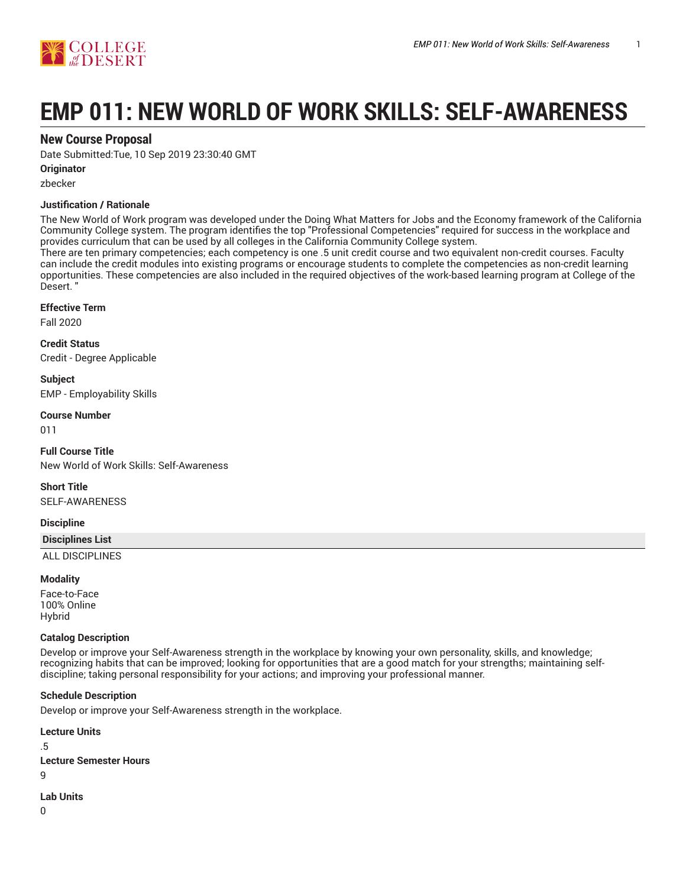# EMP 011: NEW WORLD OF WORK SKILLS: SELF-AWARENESS

## New Course Proposal

Date Submitted:Tue, 10 Sep 2019 23:30:40 GMT

**Originator**

zbecker

**Justification / Rationale**

The New World of Work program was developed under the Doing What Matters for Jobs and the Economy framework of the California Community College system. The program identifies the top "Professional Competencies" required for success in the workplace and provides curriculum that can be used by all colleges in the California Community College system.
There are ten primary competencies; each competency is one .5 unit credit course and two equivalent non-credit courses. Faculty can include the credit modules into existing programs or encourage students to complete the competencies as non-credit learning opportunities. These competencies are also included in the required objectives of the work-based learning program at College of the Desert. "

**Effective Term**

Fall 2020

**Credit Status**

Credit - Degree Applicable

**Subject**

EMP - Employability Skills

**Course Number**

011

**Full Course Title**

New World of Work Skills: Self-Awareness

**Short Title**

SELF-AWARENESS

**Discipline**

| Disciplines List |
|---|
| ALL DISCIPLINES |

**Modality**

Face-to-Face
100% Online
Hybrid

**Catalog Description**

Develop or improve your Self-Awareness strength in the workplace by knowing your own personality, skills, and knowledge; recognizing habits that can be improved; looking for opportunities that are a good match for your strengths; maintaining self-discipline; taking personal responsibility for your actions; and improving your professional manner.

**Schedule Description**

Develop or improve your Self-Awareness strength in the workplace.

**Lecture Units**

.5

**Lecture Semester Hours**

9

**Lab Units**

0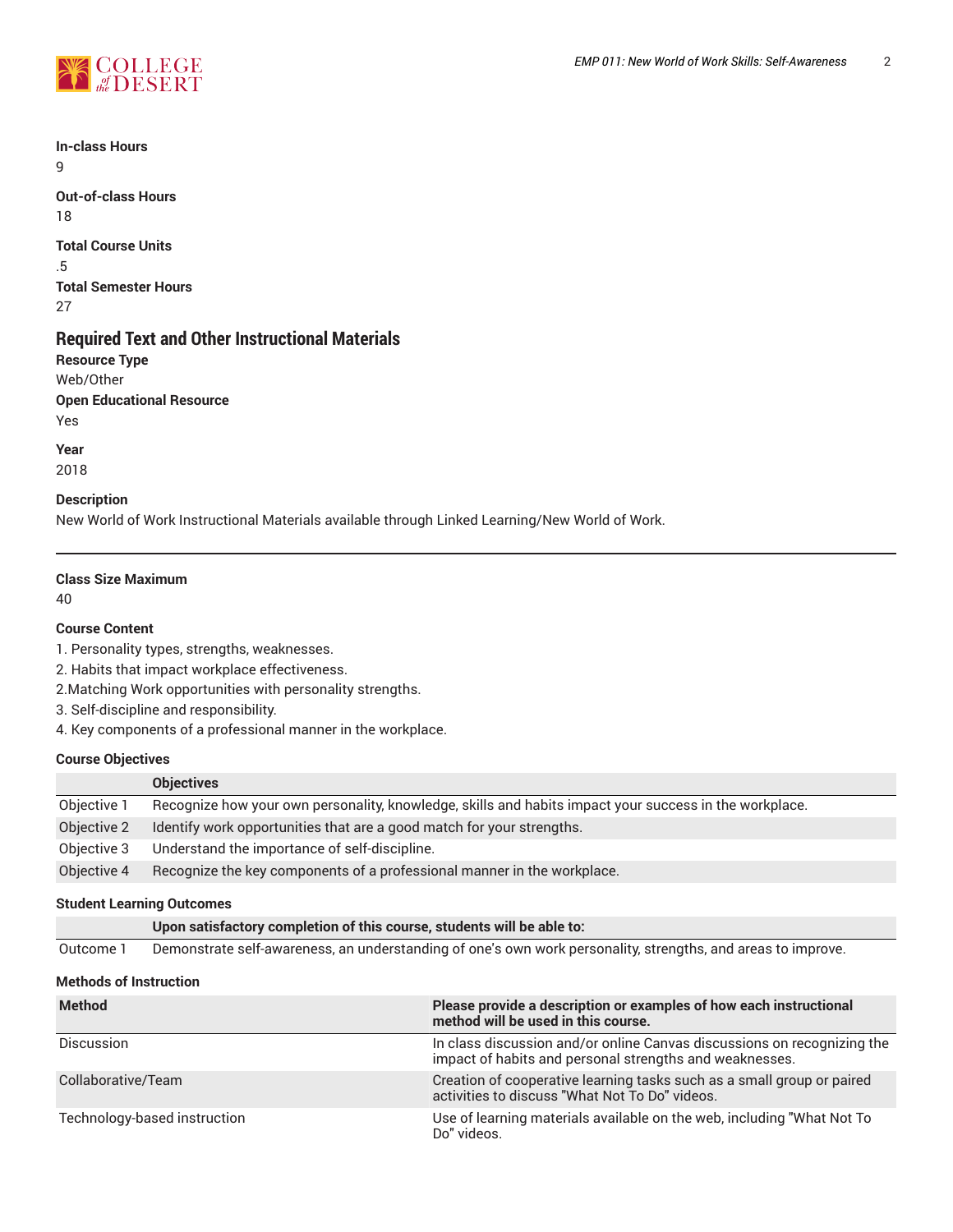**In-class Hours**
9

**Out-of-class Hours**
18

**Total Course Units**
.5

**Total Semester Hours**
27

## Required Text and Other Instructional Materials

**Resource Type**
Web/Other

**Open Educational Resource**
Yes

**Year**
2018

**Description**
New World of Work Instructional Materials available through Linked Learning/New World of Work.

---

**Class Size Maximum**
40

**Course Content**

1. Personality types, strengths, weaknesses.
2. Habits that impact workplace effectiveness.
2.Matching Work opportunities with personality strengths.
3. Self-discipline and responsibility.
4. Key components of a professional manner in the workplace.

**Course Objectives**

| | Objectives |
|---|---|
| Objective 1 | Recognize how your own personality, knowledge, skills and habits impact your success in the workplace. |
| Objective 2 | Identify work opportunities that are a good match for your strengths. |
| Objective 3 | Understand the importance of self-discipline. |
| Objective 4 | Recognize the key components of a professional manner in the workplace. |

**Student Learning Outcomes**

| | Upon satisfactory completion of this course, students will be able to: |
|---|---|
| Outcome 1 | Demonstrate self-awareness, an understanding of one's own work personality, strengths, and areas to improve. |

**Methods of Instruction**

| Method | Please provide a description or examples of how each instructional method will be used in this course. |
|---|---|
| Discussion | In class discussion and/or online Canvas discussions on recognizing the impact of habits and personal strengths and weaknesses. |
| Collaborative/Team | Creation of cooperative learning tasks such as a small group or paired activities to discuss "What Not To Do" videos. |
| Technology-based instruction | Use of learning materials available on the web, including "What Not To Do" videos. |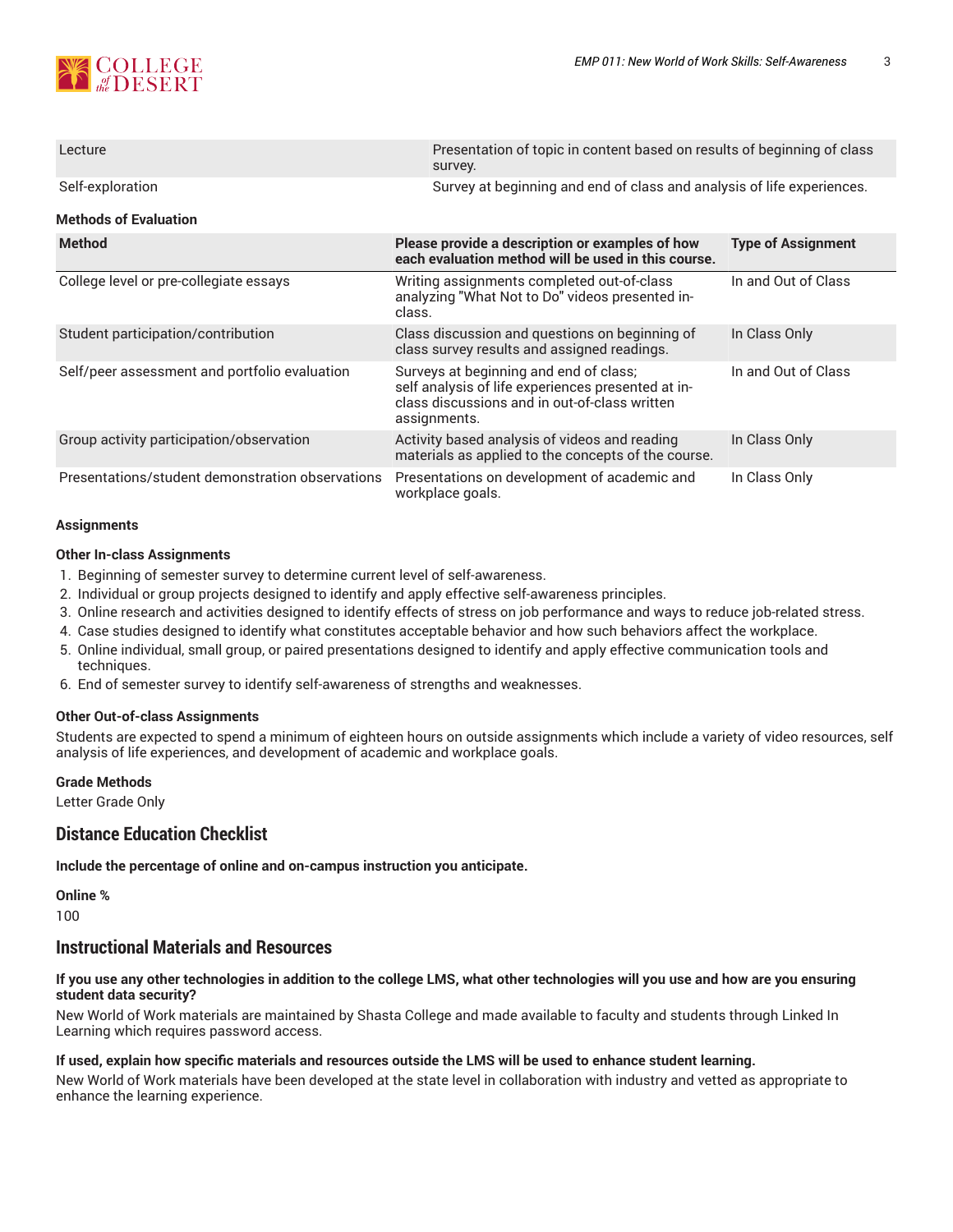| | |
|---|---|
| Lecture | Presentation of topic in content based on results of beginning of class survey. |
| Self-exploration | Survey at beginning and end of class and analysis of life experiences. |

**Methods of Evaluation**

| Method | Please provide a description or examples of how each evaluation method will be used in this course. | Type of Assignment |
|---|---|---|
| College level or pre-collegiate essays | Writing assignments completed out-of-class analyzing "What Not to Do" videos presented in-class. | In and Out of Class |
| Student participation/contribution | Class discussion and questions on beginning of class survey results and assigned readings. | In Class Only |
| Self/peer assessment and portfolio evaluation | Surveys at beginning and end of class; self analysis of life experiences presented at in-class discussions and in out-of-class written assignments. | In and Out of Class |
| Group activity participation/observation | Activity based analysis of videos and reading materials as applied to the concepts of the course. | In Class Only |
| Presentations/student demonstration observations | Presentations on development of academic and workplace goals. | In Class Only |

**Assignments**

**Other In-class Assignments**

1. Beginning of semester survey to determine current level of self-awareness.
2. Individual or group projects designed to identify and apply effective self-awareness principles.
3. Online research and activities designed to identify effects of stress on job performance and ways to reduce job-related stress.
4. Case studies designed to identify what constitutes acceptable behavior and how such behaviors affect the workplace.
5. Online individual, small group, or paired presentations designed to identify and apply effective communication tools and techniques.
6. End of semester survey to identify self-awareness of strengths and weaknesses.

**Other Out-of-class Assignments**

Students are expected to spend a minimum of eighteen hours on outside assignments which include a variety of video resources, self analysis of life experiences, and development of academic and workplace goals.

**Grade Methods**

Letter Grade Only

## Distance Education Checklist

**Include the percentage of online and on-campus instruction you anticipate.**

**Online %**

100

## Instructional Materials and Resources

**If you use any other technologies in addition to the college LMS, what other technologies will you use and how are you ensuring student data security?**

New World of Work materials are maintained by Shasta College and made available to faculty and students through Linked In Learning which requires password access.

**If used, explain how specific materials and resources outside the LMS will be used to enhance student learning.**

New World of Work materials have been developed at the state level in collaboration with industry and vetted as appropriate to enhance the learning experience.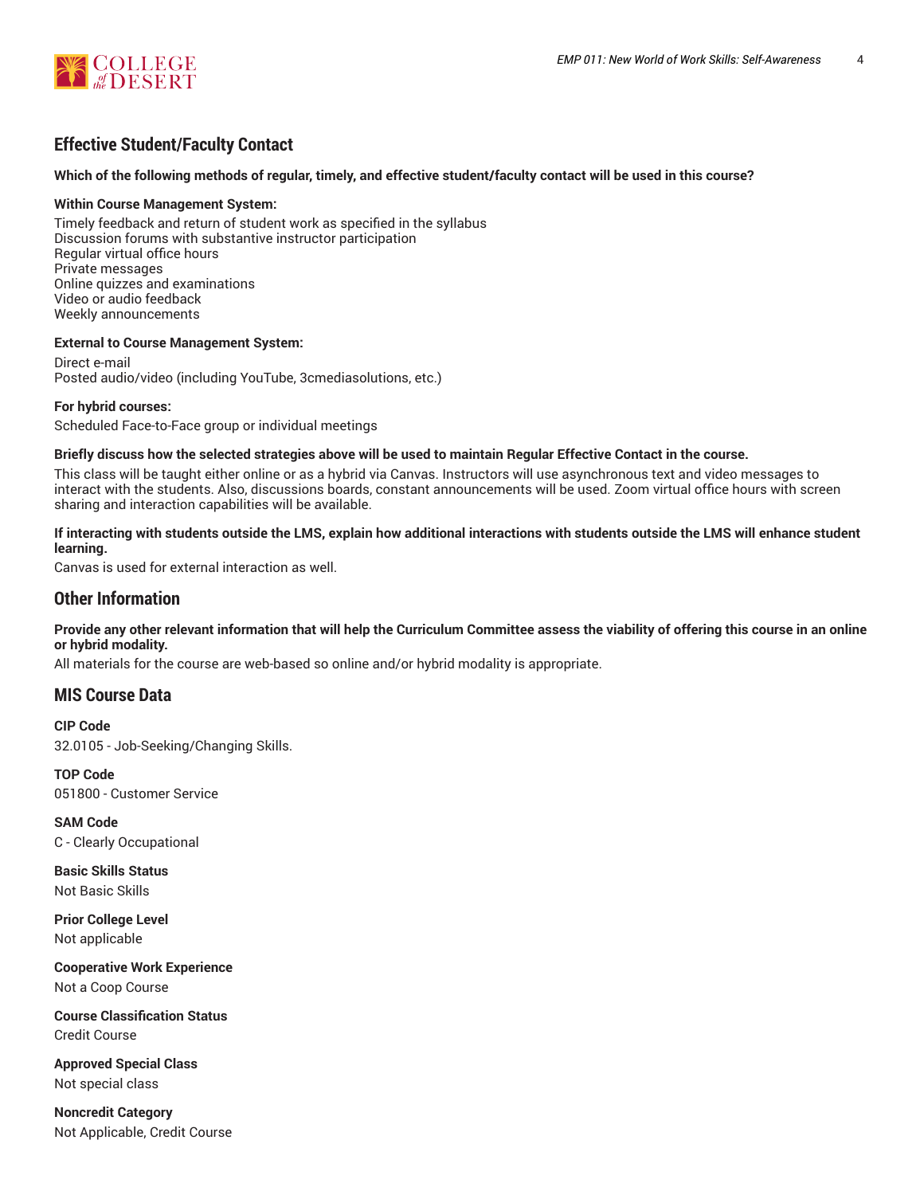## Effective Student/Faculty Contact

**Which of the following methods of regular, timely, and effective student/faculty contact will be used in this course?**

**Within Course Management System:**

Timely feedback and return of student work as specified in the syllabus
Discussion forums with substantive instructor participation
Regular virtual office hours
Private messages
Online quizzes and examinations
Video or audio feedback
Weekly announcements

**External to Course Management System:**

Direct e-mail
Posted audio/video (including YouTube, 3cmediasolutions, etc.)

**For hybrid courses:**

Scheduled Face-to-Face group or individual meetings

**Briefly discuss how the selected strategies above will be used to maintain Regular Effective Contact in the course.**

This class will be taught either online or as a hybrid via Canvas. Instructors will use asynchronous text and video messages to interact with the students. Also, discussions boards, constant announcements will be used. Zoom virtual office hours with screen sharing and interaction capabilities will be available.

**If interacting with students outside the LMS, explain how additional interactions with students outside the LMS will enhance student learning.**

Canvas is used for external interaction as well.

## Other Information

**Provide any other relevant information that will help the Curriculum Committee assess the viability of offering this course in an online or hybrid modality.**

All materials for the course are web-based so online and/or hybrid modality is appropriate.

## MIS Course Data

**CIP Code**

32.0105 - Job-Seeking/Changing Skills.

**TOP Code**

051800 - Customer Service

**SAM Code**

C - Clearly Occupational

**Basic Skills Status**

Not Basic Skills

**Prior College Level**

Not applicable

**Cooperative Work Experience**

Not a Coop Course

**Course Classification Status**

Credit Course

**Approved Special Class**

Not special class

**Noncredit Category**

Not Applicable, Credit Course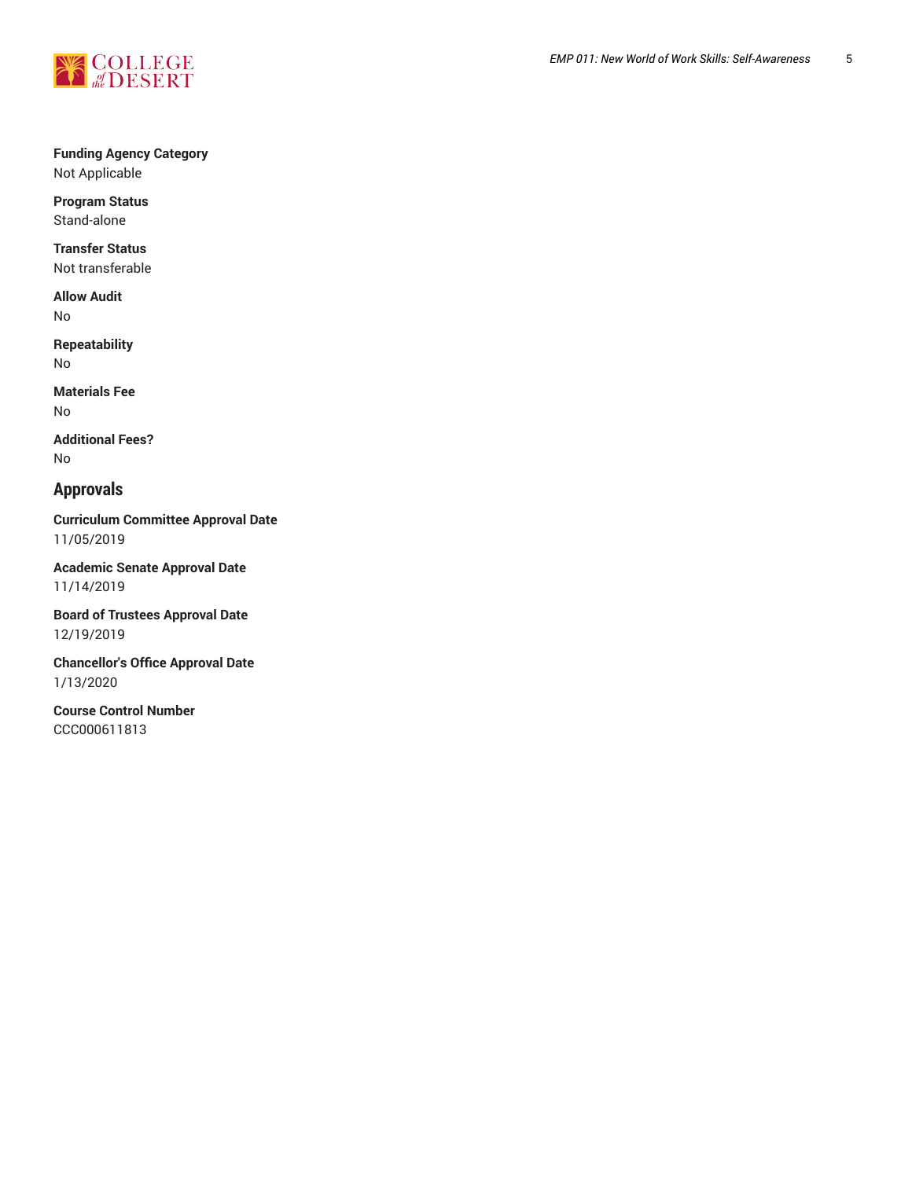**Funding Agency Category**
Not Applicable

**Program Status**
Stand-alone

**Transfer Status**
Not transferable

**Allow Audit**
No

**Repeatability**
No

**Materials Fee**
No

**Additional Fees?**
No

## Approvals

**Curriculum Committee Approval Date**
11/05/2019

**Academic Senate Approval Date**
11/14/2019

**Board of Trustees Approval Date**
12/19/2019

**Chancellor's Office Approval Date**
1/13/2020

**Course Control Number**
CCC000611813